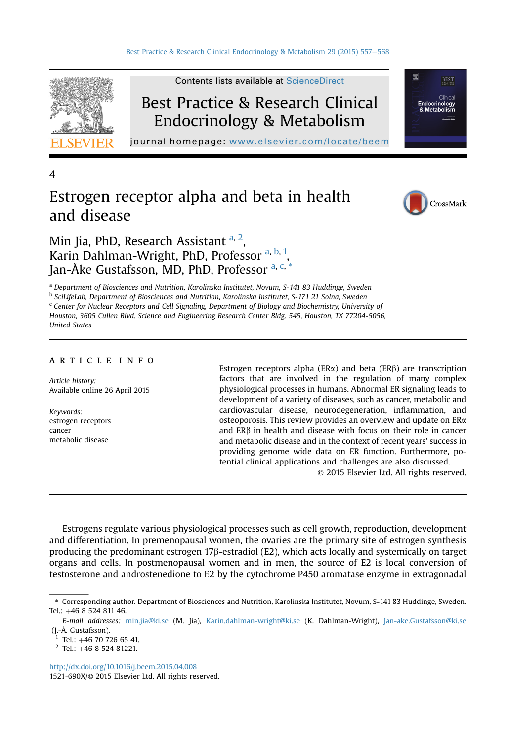4

# Estrogen receptor alpha and beta in health and disease

Min Jia, PhD, Research Assistant [a, 2], Karin Dahlman-Wright, PhD, Professor [a, b, 1], Jan-Åke Gustafsson, MD, PhD, Professor [a, c, *]

[a] Department of Biosciences and Nutrition, Karolinska Institutet, Novum, S-141 83 Huddinge, Sweden
[b] SciLifeLab, Department of Biosciences and Nutrition, Karolinska Institutet, S-171 21 Solna, Sweden
[c] Center for Nuclear Receptors and Cell Signaling, Department of Biology and Biochemistry, University of Houston, 3605 Cullen Blvd. Science and Engineering Research Center Bldg. 545, Houston, TX 77204-5056, United States

**ARTICLE INFO**

*Article history:*
Available online 26 April 2015

*Keywords:*
estrogen receptors
cancer
metabolic disease

Estrogen receptors alpha (ERα) and beta (ERβ) are transcription factors that are involved in the regulation of many complex physiological processes in humans. Abnormal ER signaling leads to development of a variety of diseases, such as cancer, metabolic and cardiovascular disease, neurodegeneration, inflammation, and osteoporosis. This review provides an overview and update on ERα and ERβ in health and disease with focus on their role in cancer and metabolic disease and in the context of recent years' success in providing genome wide data on ER function. Furthermore, potential clinical applications and challenges are also discussed.

© 2015 Elsevier Ltd. All rights reserved.

Estrogens regulate various physiological processes such as cell growth, reproduction, development and differentiation. In premenopausal women, the ovaries are the primary site of estrogen synthesis producing the predominant estrogen 17β-estradiol (E2), which acts locally and systemically on target organs and cells. In postmenopausal women and in men, the source of E2 is local conversion of testosterone and androstenedione to E2 by the cytochrome P450 aromatase enzyme in extragonadal

\* Corresponding author. Department of Biosciences and Nutrition, Karolinska Institutet, Novum, S-141 83 Huddinge, Sweden. Tel.: +46 8 524 811 46.

*E-mail addresses:* min.jia@ki.se (M. Jia), Karin.dahlman-wright@ki.se (K. Dahlman-Wright), Jan-ake.Gustafsson@ki.se (J.-Å. Gustafsson).

[1] Tel.: +46 70 726 65 41.

[2] Tel.: +46 8 524 81221.

http://dx.doi.org/10.1016/j.beem.2015.04.008
1521-690X/© 2015 Elsevier Ltd. All rights reserved.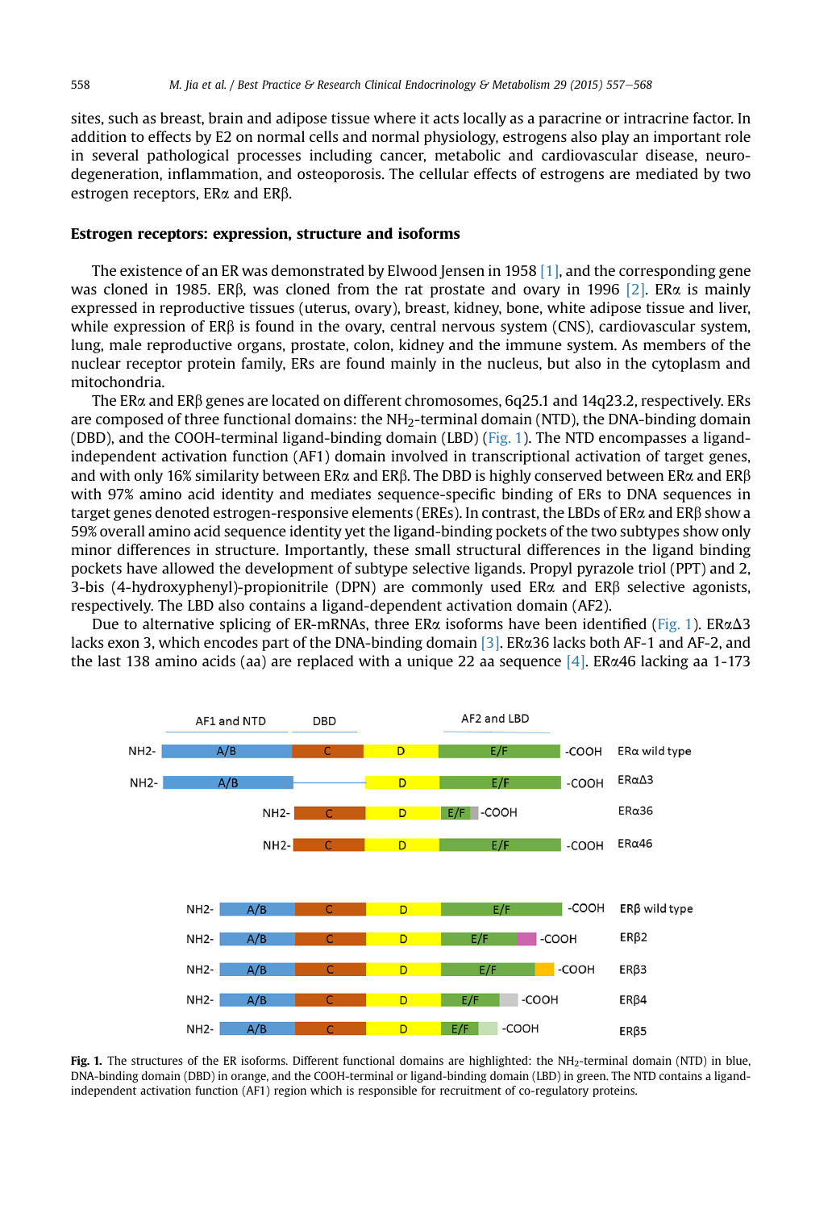sites, such as breast, brain and adipose tissue where it acts locally as a paracrine or intracrine factor. In addition to effects by E2 on normal cells and normal physiology, estrogens also play an important role in several pathological processes including cancer, metabolic and cardiovascular disease, neurodegeneration, inflammation, and osteoporosis. The cellular effects of estrogens are mediated by two estrogen receptors, ERα and ERβ.

## Estrogen receptors: expression, structure and isoforms

The existence of an ER was demonstrated by Elwood Jensen in 1958 [1], and the corresponding gene was cloned in 1985. ERβ, was cloned from the rat prostate and ovary in 1996 [2]. ERα is mainly expressed in reproductive tissues (uterus, ovary), breast, kidney, bone, white adipose tissue and liver, while expression of ERβ is found in the ovary, central nervous system (CNS), cardiovascular system, lung, male reproductive organs, prostate, colon, kidney and the immune system. As members of the nuclear receptor protein family, ERs are found mainly in the nucleus, but also in the cytoplasm and mitochondria.

The ERα and ERβ genes are located on different chromosomes, 6q25.1 and 14q23.2, respectively. ERs are composed of three functional domains: the $NH_2$-terminal domain (NTD), the DNA-binding domain (DBD), and the COOH-terminal ligand-binding domain (LBD) (Fig. 1). The NTD encompasses a ligand-independent activation function (AF1) domain involved in transcriptional activation of target genes, and with only 16% similarity between ERα and ERβ. The DBD is highly conserved between ERα and ERβ with 97% amino acid identity and mediates sequence-specific binding of ERs to DNA sequences in target genes denoted estrogen-responsive elements (EREs). In contrast, the LBDs of ERα and ERβ show a 59% overall amino acid sequence identity yet the ligand-binding pockets of the two subtypes show only minor differences in structure. Importantly, these small structural differences in the ligand binding pockets have allowed the development of subtype selective ligands. Propyl pyrazole triol (PPT) and 2, 3-bis (4-hydroxyphenyl)-propionitrile (DPN) are commonly used ERα and ERβ selective agonists, respectively. The LBD also contains a ligand-dependent activation domain (AF2).

Due to alternative splicing of ER-mRNAs, three ERα isoforms have been identified (Fig. 1). ERαΔ3 lacks exon 3, which encodes part of the DNA-binding domain [3]. ERα36 lacks both AF-1 and AF-2, and the last 138 amino acids (aa) are replaced with a unique 22 aa sequence [4]. ERα46 lacking aa 1-173

**Fig. 1.** The structures of the ER isoforms. Different functional domains are highlighted: the $NH_2$-terminal domain (NTD) in blue, DNA-binding domain (DBD) in orange, and the COOH-terminal or ligand-binding domain (LBD) in green. The NTD contains a ligand-independent activation function (AF1) region which is responsible for recruitment of co-regulatory proteins.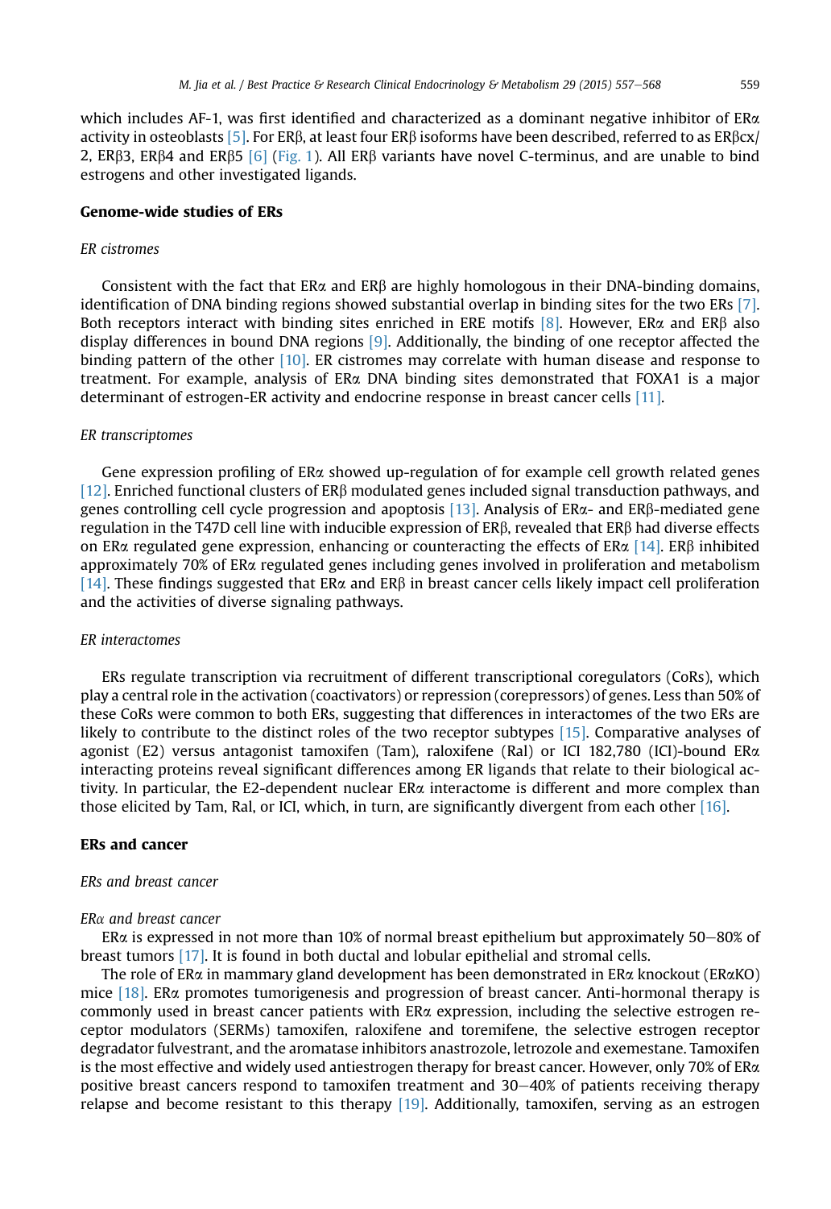which includes AF-1, was first identified and characterized as a dominant negative inhibitor of ERα activity in osteoblasts [5]. For ERβ, at least four ERβ isoforms have been described, referred to as ERβcx/2, ERβ3, ERβ4 and ERβ5 [6] (Fig. 1). All ERβ variants have novel C-terminus, and are unable to bind estrogens and other investigated ligands.

## Genome-wide studies of ERs

### *ER cistromes*

Consistent with the fact that ERα and ERβ are highly homologous in their DNA-binding domains, identification of DNA binding regions showed substantial overlap in binding sites for the two ERs [7]. Both receptors interact with binding sites enriched in ERE motifs [8]. However, ERα and ERβ also display differences in bound DNA regions [9]. Additionally, the binding of one receptor affected the binding pattern of the other [10]. ER cistromes may correlate with human disease and response to treatment. For example, analysis of ERα DNA binding sites demonstrated that FOXA1 is a major determinant of estrogen-ER activity and endocrine response in breast cancer cells [11].

### *ER transcriptomes*

Gene expression profiling of ERα showed up-regulation of for example cell growth related genes [12]. Enriched functional clusters of ERβ modulated genes included signal transduction pathways, and genes controlling cell cycle progression and apoptosis [13]. Analysis of ERα- and ERβ-mediated gene regulation in the T47D cell line with inducible expression of ERβ, revealed that ERβ had diverse effects on ERα regulated gene expression, enhancing or counteracting the effects of ERα [14]. ERβ inhibited approximately 70% of ERα regulated genes including genes involved in proliferation and metabolism [14]. These findings suggested that ERα and ERβ in breast cancer cells likely impact cell proliferation and the activities of diverse signaling pathways.

### *ER interactomes*

ERs regulate transcription via recruitment of different transcriptional coregulators (CoRs), which play a central role in the activation (coactivators) or repression (corepressors) of genes. Less than 50% of these CoRs were common to both ERs, suggesting that differences in interactomes of the two ERs are likely to contribute to the distinct roles of the two receptor subtypes [15]. Comparative analyses of agonist (E2) versus antagonist tamoxifen (Tam), raloxifene (Ral) or ICI 182,780 (ICI)-bound ERα interacting proteins reveal significant differences among ER ligands that relate to their biological activity. In particular, the E2-dependent nuclear ERα interactome is different and more complex than those elicited by Tam, Ral, or ICI, which, in turn, are significantly divergent from each other [16].

## ERs and cancer

### *ERs and breast cancer*

#### *ERα and breast cancer*

ERα is expressed in not more than 10% of normal breast epithelium but approximately 50–80% of breast tumors [17]. It is found in both ductal and lobular epithelial and stromal cells.

The role of ERα in mammary gland development has been demonstrated in ERα knockout (ERαKO) mice [18]. ERα promotes tumorigenesis and progression of breast cancer. Anti-hormonal therapy is commonly used in breast cancer patients with ERα expression, including the selective estrogen receptor modulators (SERMs) tamoxifen, raloxifene and toremifene, the selective estrogen receptor degradator fulvestrant, and the aromatase inhibitors anastrozole, letrozole and exemestane. Tamoxifen is the most effective and widely used antiestrogen therapy for breast cancer. However, only 70% of ERα positive breast cancers respond to tamoxifen treatment and 30–40% of patients receiving therapy relapse and become resistant to this therapy [19]. Additionally, tamoxifen, serving as an estrogen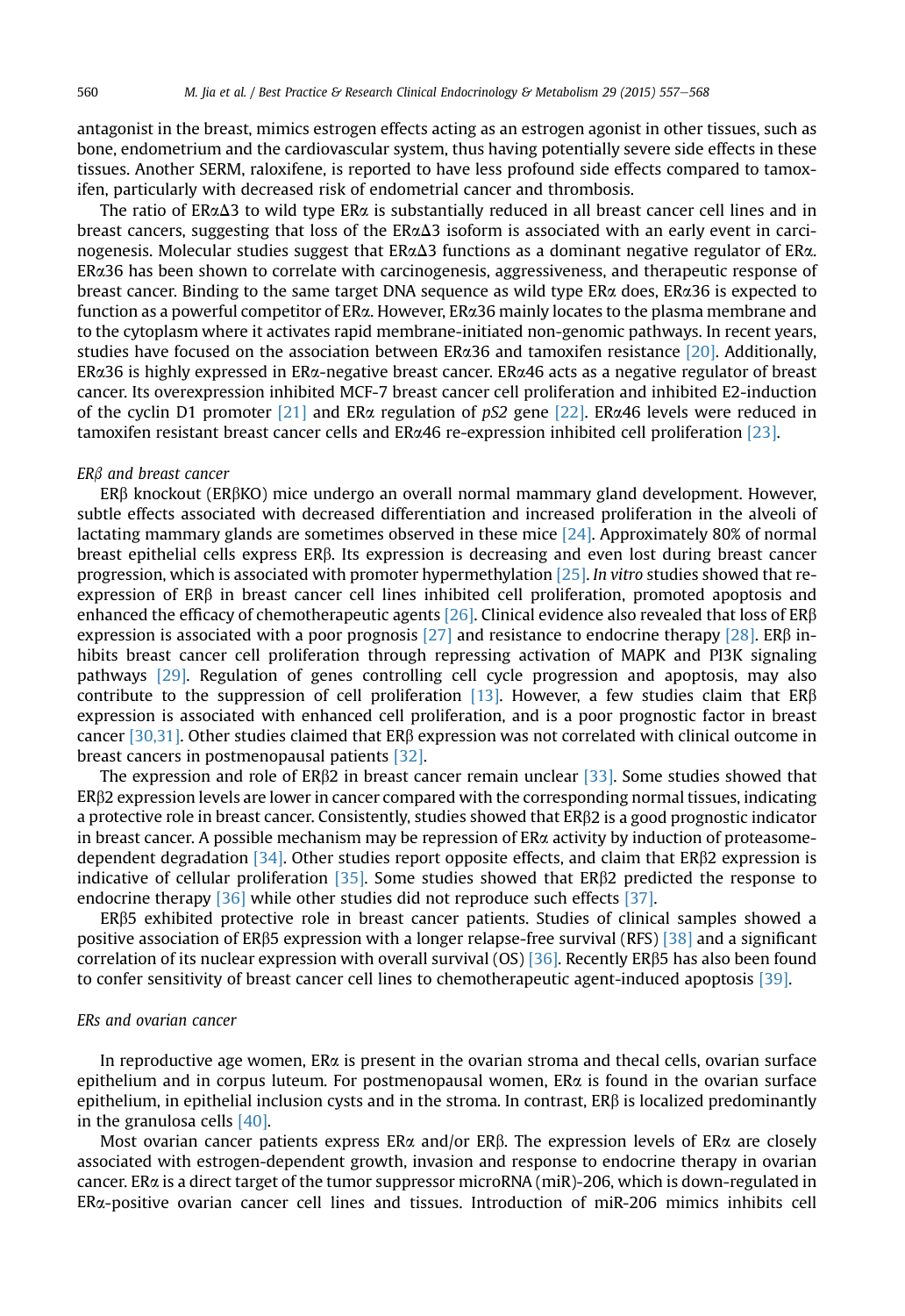antagonist in the breast, mimics estrogen effects acting as an estrogen agonist in other tissues, such as bone, endometrium and the cardiovascular system, thus having potentially severe side effects in these tissues. Another SERM, raloxifene, is reported to have less profound side effects compared to tamoxifen, particularly with decreased risk of endometrial cancer and thrombosis.

The ratio of ERαΔ3 to wild type ERα is substantially reduced in all breast cancer cell lines and in breast cancers, suggesting that loss of the ERαΔ3 isoform is associated with an early event in carcinogenesis. Molecular studies suggest that ERαΔ3 functions as a dominant negative regulator of ERα. ERα36 has been shown to correlate with carcinogenesis, aggressiveness, and therapeutic response of breast cancer. Binding to the same target DNA sequence as wild type ERα does, ERα36 is expected to function as a powerful competitor of ERα. However, ERα36 mainly locates to the plasma membrane and to the cytoplasm where it activates rapid membrane-initiated non-genomic pathways. In recent years, studies have focused on the association between ERα36 and tamoxifen resistance [20]. Additionally, ERα36 is highly expressed in ERα-negative breast cancer. ERα46 acts as a negative regulator of breast cancer. Its overexpression inhibited MCF-7 breast cancer cell proliferation and inhibited E2-induction of the cyclin D1 promoter [21] and ERα regulation of *pS2* gene [22]. ERα46 levels were reduced in tamoxifen resistant breast cancer cells and ERα46 re-expression inhibited cell proliferation [23].

*ERβ and breast cancer*

ERβ knockout (ERβKO) mice undergo an overall normal mammary gland development. However, subtle effects associated with decreased differentiation and increased proliferation in the alveoli of lactating mammary glands are sometimes observed in these mice [24]. Approximately 80% of normal breast epithelial cells express ERβ. Its expression is decreasing and even lost during breast cancer progression, which is associated with promoter hypermethylation [25]. *In vitro* studies showed that re-expression of ERβ in breast cancer cell lines inhibited cell proliferation, promoted apoptosis and enhanced the efficacy of chemotherapeutic agents [26]. Clinical evidence also revealed that loss of ERβ expression is associated with a poor prognosis [27] and resistance to endocrine therapy [28]. ERβ inhibits breast cancer cell proliferation through repressing activation of MAPK and PI3K signaling pathways [29]. Regulation of genes controlling cell cycle progression and apoptosis, may also contribute to the suppression of cell proliferation [13]. However, a few studies claim that ERβ expression is associated with enhanced cell proliferation, and is a poor prognostic factor in breast cancer [30,31]. Other studies claimed that ERβ expression was not correlated with clinical outcome in breast cancers in postmenopausal patients [32].

The expression and role of ERβ2 in breast cancer remain unclear [33]. Some studies showed that ERβ2 expression levels are lower in cancer compared with the corresponding normal tissues, indicating a protective role in breast cancer. Consistently, studies showed that ERβ2 is a good prognostic indicator in breast cancer. A possible mechanism may be repression of ERα activity by induction of proteasome-dependent degradation [34]. Other studies report opposite effects, and claim that ERβ2 expression is indicative of cellular proliferation [35]. Some studies showed that ERβ2 predicted the response to endocrine therapy [36] while other studies did not reproduce such effects [37].

ERβ5 exhibited protective role in breast cancer patients. Studies of clinical samples showed a positive association of ERβ5 expression with a longer relapse-free survival (RFS) [38] and a significant correlation of its nuclear expression with overall survival (OS) [36]. Recently ERβ5 has also been found to confer sensitivity of breast cancer cell lines to chemotherapeutic agent-induced apoptosis [39].

*ERs and ovarian cancer*

In reproductive age women, ERα is present in the ovarian stroma and thecal cells, ovarian surface epithelium and in corpus luteum. For postmenopausal women, ERα is found in the ovarian surface epithelium, in epithelial inclusion cysts and in the stroma. In contrast, ERβ is localized predominantly in the granulosa cells [40].

Most ovarian cancer patients express ERα and/or ERβ. The expression levels of ERα are closely associated with estrogen-dependent growth, invasion and response to endocrine therapy in ovarian cancer. ERα is a direct target of the tumor suppressor microRNA (miR)-206, which is down-regulated in ERα-positive ovarian cancer cell lines and tissues. Introduction of miR-206 mimics inhibits cell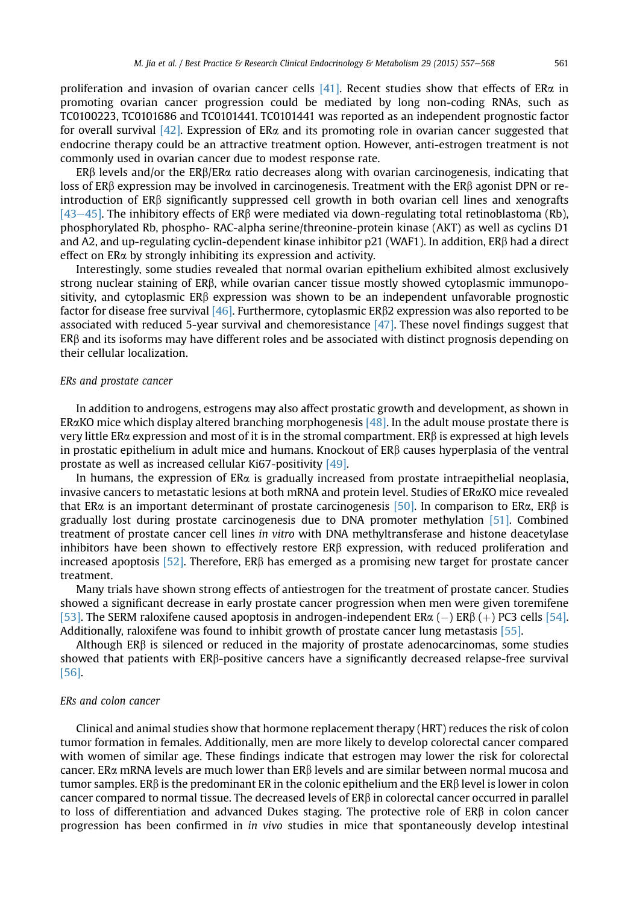proliferation and invasion of ovarian cancer cells [41]. Recent studies show that effects of ERα in promoting ovarian cancer progression could be mediated by long non-coding RNAs, such as TC0100223, TC0101686 and TC0101441. TC0101441 was reported as an independent prognostic factor for overall survival [42]. Expression of ERα and its promoting role in ovarian cancer suggested that endocrine therapy could be an attractive treatment option. However, anti-estrogen treatment is not commonly used in ovarian cancer due to modest response rate.

ERβ levels and/or the ERβ/ERα ratio decreases along with ovarian carcinogenesis, indicating that loss of ERβ expression may be involved in carcinogenesis. Treatment with the ERβ agonist DPN or re-introduction of ERβ significantly suppressed cell growth in both ovarian cell lines and xenografts [43–45]. The inhibitory effects of ERβ were mediated via down-regulating total retinoblastoma (Rb), phosphorylated Rb, phospho- RAC-alpha serine/threonine-protein kinase (AKT) as well as cyclins D1 and A2, and up-regulating cyclin-dependent kinase inhibitor p21 (WAF1). In addition, ERβ had a direct effect on ERα by strongly inhibiting its expression and activity.

Interestingly, some studies revealed that normal ovarian epithelium exhibited almost exclusively strong nuclear staining of ERβ, while ovarian cancer tissue mostly showed cytoplasmic immunopositivity, and cytoplasmic ERβ expression was shown to be an independent unfavorable prognostic factor for disease free survival [46]. Furthermore, cytoplasmic ERβ2 expression was also reported to be associated with reduced 5-year survival and chemoresistance [47]. These novel findings suggest that ERβ and its isoforms may have different roles and be associated with distinct prognosis depending on their cellular localization.

*ERs and prostate cancer*

In addition to androgens, estrogens may also affect prostatic growth and development, as shown in ERαKO mice which display altered branching morphogenesis [48]. In the adult mouse prostate there is very little ERα expression and most of it is in the stromal compartment. ERβ is expressed at high levels in prostatic epithelium in adult mice and humans. Knockout of ERβ causes hyperplasia of the ventral prostate as well as increased cellular Ki67-positivity [49].

In humans, the expression of ERα is gradually increased from prostate intraepithelial neoplasia, invasive cancers to metastatic lesions at both mRNA and protein level. Studies of ERαKO mice revealed that ERα is an important determinant of prostate carcinogenesis [50]. In comparison to ERα, ERβ is gradually lost during prostate carcinogenesis due to DNA promoter methylation [51]. Combined treatment of prostate cancer cell lines *in vitro* with DNA methyltransferase and histone deacetylase inhibitors have been shown to effectively restore ERβ expression, with reduced proliferation and increased apoptosis [52]. Therefore, ERβ has emerged as a promising new target for prostate cancer treatment.

Many trials have shown strong effects of antiestrogen for the treatment of prostate cancer. Studies showed a significant decrease in early prostate cancer progression when men were given toremifene [53]. The SERM raloxifene caused apoptosis in androgen-independent ERα (−) ERβ (+) PC3 cells [54]. Additionally, raloxifene was found to inhibit growth of prostate cancer lung metastasis [55].

Although ERβ is silenced or reduced in the majority of prostate adenocarcinomas, some studies showed that patients with ERβ-positive cancers have a significantly decreased relapse-free survival [56].

*ERs and colon cancer*

Clinical and animal studies show that hormone replacement therapy (HRT) reduces the risk of colon tumor formation in females. Additionally, men are more likely to develop colorectal cancer compared with women of similar age. These findings indicate that estrogen may lower the risk for colorectal cancer. ERα mRNA levels are much lower than ERβ levels and are similar between normal mucosa and tumor samples. ERβ is the predominant ER in the colonic epithelium and the ERβ level is lower in colon cancer compared to normal tissue. The decreased levels of ERβ in colorectal cancer occurred in parallel to loss of differentiation and advanced Dukes staging. The protective role of ERβ in colon cancer progression has been confirmed in *in vivo* studies in mice that spontaneously develop intestinal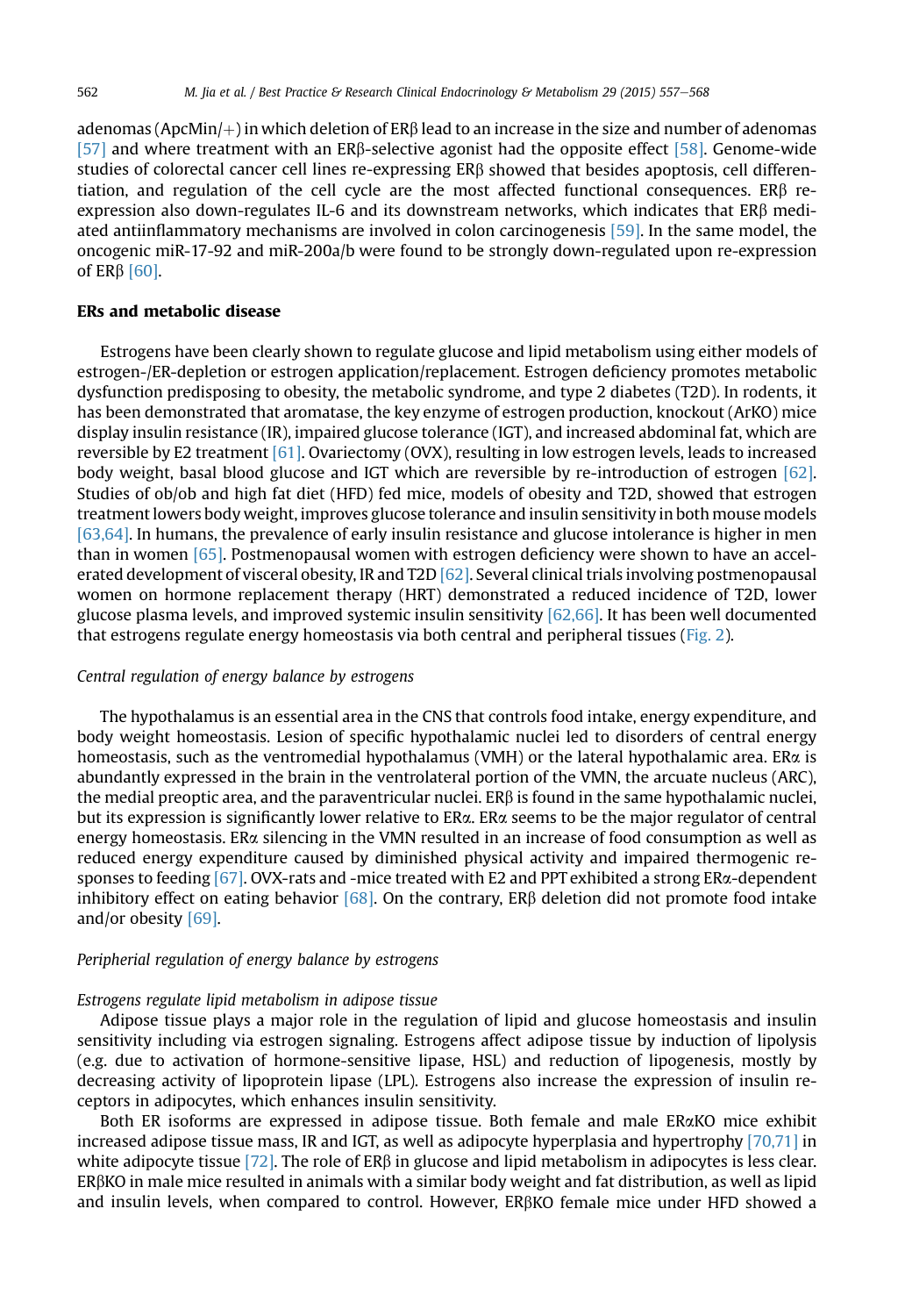adenomas (ApcMin/+) in which deletion of ERβ lead to an increase in the size and number of adenomas [57] and where treatment with an ERβ-selective agonist had the opposite effect [58]. Genome-wide studies of colorectal cancer cell lines re-expressing ERβ showed that besides apoptosis, cell differentiation, and regulation of the cell cycle are the most affected functional consequences. ERβ re-expression also down-regulates IL-6 and its downstream networks, which indicates that ERβ mediated antiinflammatory mechanisms are involved in colon carcinogenesis [59]. In the same model, the oncogenic miR-17-92 and miR-200a/b were found to be strongly down-regulated upon re-expression of ERβ [60].

## ERs and metabolic disease

Estrogens have been clearly shown to regulate glucose and lipid metabolism using either models of estrogen-/ER-depletion or estrogen application/replacement. Estrogen deficiency promotes metabolic dysfunction predisposing to obesity, the metabolic syndrome, and type 2 diabetes (T2D). In rodents, it has been demonstrated that aromatase, the key enzyme of estrogen production, knockout (ArKO) mice display insulin resistance (IR), impaired glucose tolerance (IGT), and increased abdominal fat, which are reversible by E2 treatment [61]. Ovariectomy (OVX), resulting in low estrogen levels, leads to increased body weight, basal blood glucose and IGT which are reversible by re-introduction of estrogen [62]. Studies of ob/ob and high fat diet (HFD) fed mice, models of obesity and T2D, showed that estrogen treatment lowers body weight, improves glucose tolerance and insulin sensitivity in both mouse models [63,64]. In humans, the prevalence of early insulin resistance and glucose intolerance is higher in men than in women [65]. Postmenopausal women with estrogen deficiency were shown to have an accelerated development of visceral obesity, IR and T2D [62]. Several clinical trials involving postmenopausal women on hormone replacement therapy (HRT) demonstrated a reduced incidence of T2D, lower glucose plasma levels, and improved systemic insulin sensitivity [62,66]. It has been well documented that estrogens regulate energy homeostasis via both central and peripheral tissues (Fig. 2).

### *Central regulation of energy balance by estrogens*

The hypothalamus is an essential area in the CNS that controls food intake, energy expenditure, and body weight homeostasis. Lesion of specific hypothalamic nuclei led to disorders of central energy homeostasis, such as the ventromedial hypothalamus (VMH) or the lateral hypothalamic area. ERα is abundantly expressed in the brain in the ventrolateral portion of the VMN, the arcuate nucleus (ARC), the medial preoptic area, and the paraventricular nuclei. ERβ is found in the same hypothalamic nuclei, but its expression is significantly lower relative to ERα. ERα seems to be the major regulator of central energy homeostasis. ERα silencing in the VMN resulted in an increase of food consumption as well as reduced energy expenditure caused by diminished physical activity and impaired thermogenic responses to feeding [67]. OVX-rats and -mice treated with E2 and PPT exhibited a strong ERα-dependent inhibitory effect on eating behavior [68]. On the contrary, ERβ deletion did not promote food intake and/or obesity [69].

### *Peripherial regulation of energy balance by estrogens*

#### *Estrogens regulate lipid metabolism in adipose tissue*

Adipose tissue plays a major role in the regulation of lipid and glucose homeostasis and insulin sensitivity including via estrogen signaling. Estrogens affect adipose tissue by induction of lipolysis (e.g. due to activation of hormone-sensitive lipase, HSL) and reduction of lipogenesis, mostly by decreasing activity of lipoprotein lipase (LPL). Estrogens also increase the expression of insulin receptors in adipocytes, which enhances insulin sensitivity.

Both ER isoforms are expressed in adipose tissue. Both female and male ERαKO mice exhibit increased adipose tissue mass, IR and IGT, as well as adipocyte hyperplasia and hypertrophy [70,71] in white adipocyte tissue [72]. The role of ERβ in glucose and lipid metabolism in adipocytes is less clear. ERβKO in male mice resulted in animals with a similar body weight and fat distribution, as well as lipid and insulin levels, when compared to control. However, ERβKO female mice under HFD showed a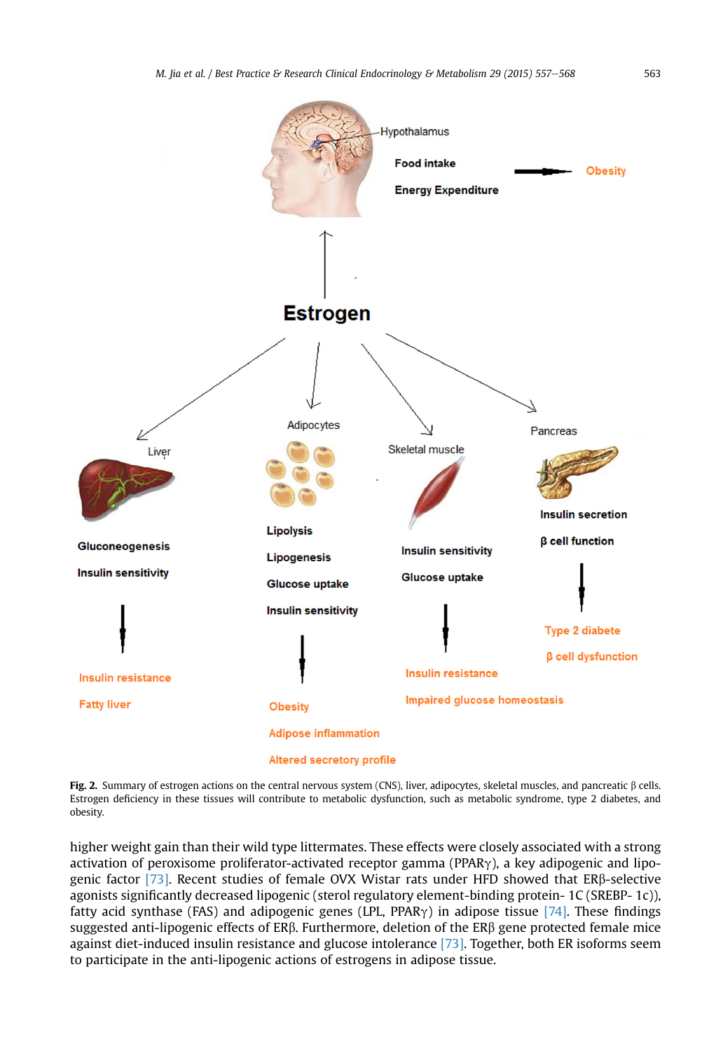**Fig. 2.** Summary of estrogen actions on the central nervous system (CNS), liver, adipocytes, skeletal muscles, and pancreatic β cells. Estrogen deficiency in these tissues will contribute to metabolic dysfunction, such as metabolic syndrome, type 2 diabetes, and obesity.

higher weight gain than their wild type littermates. These effects were closely associated with a strong activation of peroxisome proliferator-activated receptor gamma (PPARγ), a key adipogenic and lipogenic factor [73]. Recent studies of female OVX Wistar rats under HFD showed that ERβ-selective agonists significantly decreased lipogenic (sterol regulatory element-binding protein- 1C (SREBP- 1c)), fatty acid synthase (FAS) and adipogenic genes (LPL, PPARγ) in adipose tissue [74]. These findings suggested anti-lipogenic effects of ERβ. Furthermore, deletion of the ERβ gene protected female mice against diet-induced insulin resistance and glucose intolerance [73]. Together, both ER isoforms seem to participate in the anti-lipogenic actions of estrogens in adipose tissue.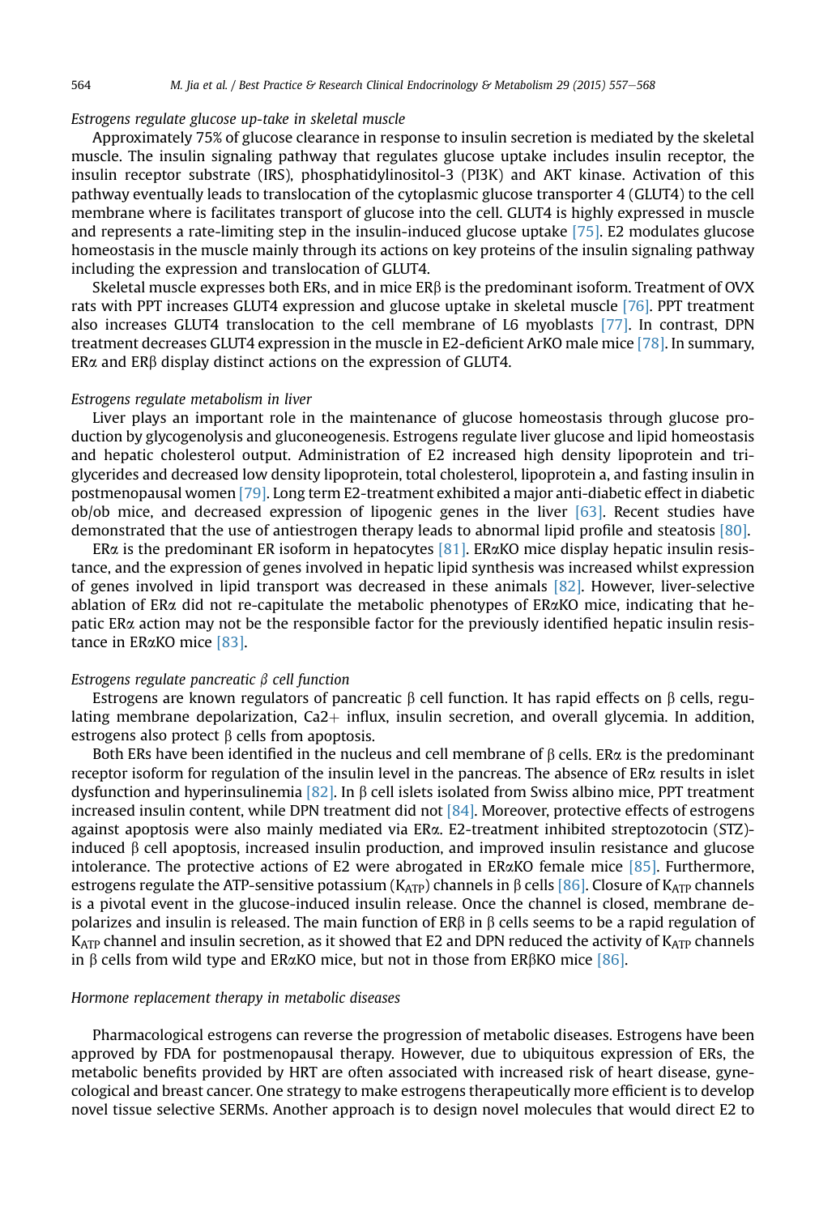### *Estrogens regulate glucose up-take in skeletal muscle*

Approximately 75% of glucose clearance in response to insulin secretion is mediated by the skeletal muscle. The insulin signaling pathway that regulates glucose uptake includes insulin receptor, the insulin receptor substrate (IRS), phosphatidylinositol-3 (PI3K) and AKT kinase. Activation of this pathway eventually leads to translocation of the cytoplasmic glucose transporter 4 (GLUT4) to the cell membrane where is facilitates transport of glucose into the cell. GLUT4 is highly expressed in muscle and represents a rate-limiting step in the insulin-induced glucose uptake [75]. E2 modulates glucose homeostasis in the muscle mainly through its actions on key proteins of the insulin signaling pathway including the expression and translocation of GLUT4.

Skeletal muscle expresses both ERs, and in mice ERβ is the predominant isoform. Treatment of OVX rats with PPT increases GLUT4 expression and glucose uptake in skeletal muscle [76]. PPT treatment also increases GLUT4 translocation to the cell membrane of L6 myoblasts [77]. In contrast, DPN treatment decreases GLUT4 expression in the muscle in E2-deficient ArKO male mice [78]. In summary, ERα and ERβ display distinct actions on the expression of GLUT4.

### *Estrogens regulate metabolism in liver*

Liver plays an important role in the maintenance of glucose homeostasis through glucose production by glycogenolysis and gluconeogenesis. Estrogens regulate liver glucose and lipid homeostasis and hepatic cholesterol output. Administration of E2 increased high density lipoprotein and triglycerides and decreased low density lipoprotein, total cholesterol, lipoprotein a, and fasting insulin in postmenopausal women [79]. Long term E2-treatment exhibited a major anti-diabetic effect in diabetic ob/ob mice, and decreased expression of lipogenic genes in the liver [63]. Recent studies have demonstrated that the use of antiestrogen therapy leads to abnormal lipid profile and steatosis [80].

ERα is the predominant ER isoform in hepatocytes [81]. ERαKO mice display hepatic insulin resistance, and the expression of genes involved in hepatic lipid synthesis was increased whilst expression of genes involved in lipid transport was decreased in these animals [82]. However, liver-selective ablation of ERα did not re-capitulate the metabolic phenotypes of ERαKO mice, indicating that hepatic ERα action may not be the responsible factor for the previously identified hepatic insulin resistance in ERαKO mice [83].

### *Estrogens regulate pancreatic β cell function*

Estrogens are known regulators of pancreatic β cell function. It has rapid effects on β cells, regulating membrane depolarization, $Ca2+$ influx, insulin secretion, and overall glycemia. In addition, estrogens also protect β cells from apoptosis.

Both ERs have been identified in the nucleus and cell membrane of β cells. ERα is the predominant receptor isoform for regulation of the insulin level in the pancreas. The absence of ERα results in islet dysfunction and hyperinsulinemia [82]. In β cell islets isolated from Swiss albino mice, PPT treatment increased insulin content, while DPN treatment did not [84]. Moreover, protective effects of estrogens against apoptosis were also mainly mediated via ERα. E2-treatment inhibited streptozotocin (STZ)-induced β cell apoptosis, increased insulin production, and improved insulin resistance and glucose intolerance. The protective actions of E2 were abrogated in ERαKO female mice [85]. Furthermore, estrogens regulate the ATP-sensitive potassium ($K_{ATP}$) channels in β cells [86]. Closure of $K_{ATP}$ channels is a pivotal event in the glucose-induced insulin release. Once the channel is closed, membrane depolarizes and insulin is released. The main function of ERβ in β cells seems to be a rapid regulation of $K_{ATP}$ channel and insulin secretion, as it showed that E2 and DPN reduced the activity of $K_{ATP}$ channels in β cells from wild type and ERαKO mice, but not in those from ERβKO mice [86].

### *Hormone replacement therapy in metabolic diseases*

Pharmacological estrogens can reverse the progression of metabolic diseases. Estrogens have been approved by FDA for postmenopausal therapy. However, due to ubiquitous expression of ERs, the metabolic benefits provided by HRT are often associated with increased risk of heart disease, gynecological and breast cancer. One strategy to make estrogens therapeutically more efficient is to develop novel tissue selective SERMs. Another approach is to design novel molecules that would direct E2 to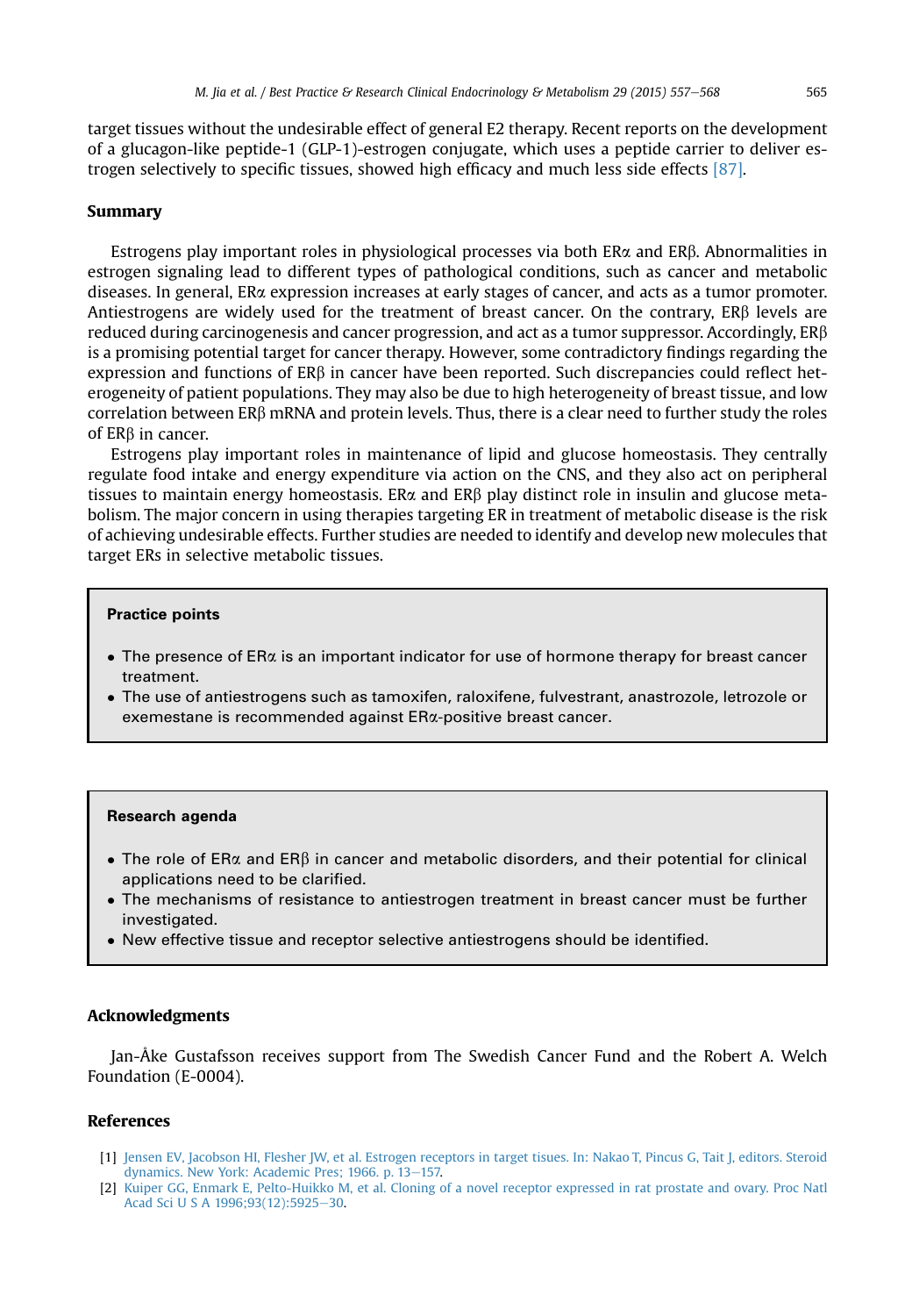target tissues without the undesirable effect of general E2 therapy. Recent reports on the development of a glucagon-like peptide-1 (GLP-1)-estrogen conjugate, which uses a peptide carrier to deliver estrogen selectively to specific tissues, showed high efficacy and much less side effects [87].

## Summary

Estrogens play important roles in physiological processes via both ERα and ERβ. Abnormalities in estrogen signaling lead to different types of pathological conditions, such as cancer and metabolic diseases. In general, ERα expression increases at early stages of cancer, and acts as a tumor promoter. Antiestrogens are widely used for the treatment of breast cancer. On the contrary, ERβ levels are reduced during carcinogenesis and cancer progression, and act as a tumor suppressor. Accordingly, ERβ is a promising potential target for cancer therapy. However, some contradictory findings regarding the expression and functions of ERβ in cancer have been reported. Such discrepancies could reflect heterogeneity of patient populations. They may also be due to high heterogeneity of breast tissue, and low correlation between ERβ mRNA and protein levels. Thus, there is a clear need to further study the roles of ERβ in cancer.

Estrogens play important roles in maintenance of lipid and glucose homeostasis. They centrally regulate food intake and energy expenditure via action on the CNS, and they also act on peripheral tissues to maintain energy homeostasis. ERα and ERβ play distinct role in insulin and glucose metabolism. The major concern in using therapies targeting ER in treatment of metabolic disease is the risk of achieving undesirable effects. Further studies are needed to identify and develop new molecules that target ERs in selective metabolic tissues.

**Practice points**

- The presence of ERα is an important indicator for use of hormone therapy for breast cancer treatment.
- The use of antiestrogens such as tamoxifen, raloxifene, fulvestrant, anastrozole, letrozole or exemestane is recommended against ERα-positive breast cancer.

**Research agenda**

- The role of ERα and ERβ in cancer and metabolic disorders, and their potential for clinical applications need to be clarified.
- The mechanisms of resistance to antiestrogen treatment in breast cancer must be further investigated.
- New effective tissue and receptor selective antiestrogens should be identified.

## Acknowledgments

Jan-Åke Gustafsson receives support from The Swedish Cancer Fund and the Robert A. Welch Foundation (E-0004).

## References

[1] Jensen EV, Jacobson HI, Flesher JW, et al. Estrogen receptors in target tisues. In: Nakao T, Pincus G, Tait J, editors. Steroid dynamics. New York: Academic Pres; 1966. p. 13–157.

[2] Kuiper GG, Enmark E, Pelto-Huikko M, et al. Cloning of a novel receptor expressed in rat prostate and ovary. Proc Natl Acad Sci U S A 1996;93(12):5925–30.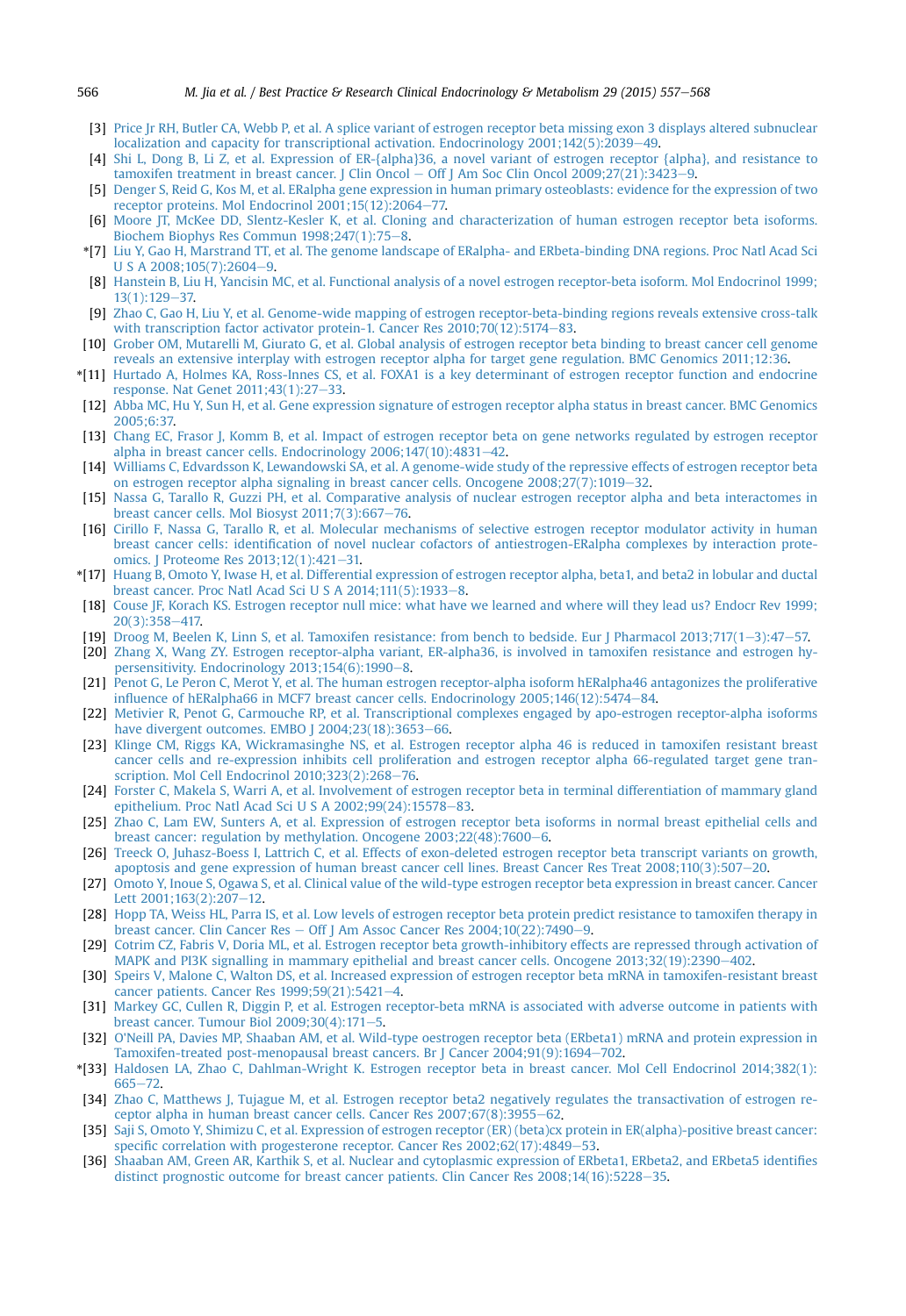[3] Price Jr RH, Butler CA, Webb P, et al. A splice variant of estrogen receptor beta missing exon 3 displays altered subnuclear localization and capacity for transcriptional activation. Endocrinology 2001;142(5):2039–49.

[4] Shi L, Dong B, Li Z, et al. Expression of ER-{alpha}36, a novel variant of estrogen receptor {alpha}, and resistance to tamoxifen treatment in breast cancer. J Clin Oncol – Off J Am Soc Clin Oncol 2009;27(21):3423–9.

[5] Denger S, Reid G, Kos M, et al. ERalpha gene expression in human primary osteoblasts: evidence for the expression of two receptor proteins. Mol Endocrinol 2001;15(12):2064–77.

[6] Moore JT, McKee DD, Slentz-Kesler K, et al. Cloning and characterization of human estrogen receptor beta isoforms. Biochem Biophys Res Commun 1998;247(1):75–8.

*[7] Liu Y, Gao H, Marstrand TT, et al. The genome landscape of ERalpha- and ERbeta-binding DNA regions. Proc Natl Acad Sci U S A 2008;105(7):2604–9.

[8] Hanstein B, Liu H, Yancisin MC, et al. Functional analysis of a novel estrogen receptor-beta isoform. Mol Endocrinol 1999; 13(1):129–37.

[9] Zhao C, Gao H, Liu Y, et al. Genome-wide mapping of estrogen receptor-beta-binding regions reveals extensive cross-talk with transcription factor activator protein-1. Cancer Res 2010;70(12):5174–83.

[10] Grober OM, Mutarelli M, Giurato G, et al. Global analysis of estrogen receptor beta binding to breast cancer cell genome reveals an extensive interplay with estrogen receptor alpha for target gene regulation. BMC Genomics 2011;12:36.

*[11] Hurtado A, Holmes KA, Ross-Innes CS, et al. FOXA1 is a key determinant of estrogen receptor function and endocrine response. Nat Genet 2011;43(1):27–33.

[12] Abba MC, Hu Y, Sun H, et al. Gene expression signature of estrogen receptor alpha status in breast cancer. BMC Genomics 2005;6:37.

[13] Chang EC, Frasor J, Komm B, et al. Impact of estrogen receptor beta on gene networks regulated by estrogen receptor alpha in breast cancer cells. Endocrinology 2006;147(10):4831–42.

[14] Williams C, Edvardsson K, Lewandowski SA, et al. A genome-wide study of the repressive effects of estrogen receptor beta on estrogen receptor alpha signaling in breast cancer cells. Oncogene 2008;27(7):1019–32.

[15] Nassa G, Tarallo R, Guzzi PH, et al. Comparative analysis of nuclear estrogen receptor alpha and beta interactomes in breast cancer cells. Mol Biosyst 2011;7(3):667–76.

[16] Cirillo F, Nassa G, Tarallo R, et al. Molecular mechanisms of selective estrogen receptor modulator activity in human breast cancer cells: identification of novel nuclear cofactors of antiestrogen-ERalpha complexes by interaction proteomics. J Proteome Res 2013;12(1):421–31.

*[17] Huang B, Omoto Y, Iwase H, et al. Differential expression of estrogen receptor alpha, beta1, and beta2 in lobular and ductal breast cancer. Proc Natl Acad Sci U S A 2014;111(5):1933–8.

[18] Couse JF, Korach KS. Estrogen receptor null mice: what have we learned and where will they lead us? Endocr Rev 1999; 20(3):358–417.

[19] Droog M, Beelen K, Linn S, et al. Tamoxifen resistance: from bench to bedside. Eur J Pharmacol 2013;717(1–3):47–57.

[20] Zhang X, Wang ZY. Estrogen receptor-alpha variant, ER-alpha36, is involved in tamoxifen resistance and estrogen hypersensitivity. Endocrinology 2013;154(6):1990–8.

[21] Penot G, Le Peron C, Merot Y, et al. The human estrogen receptor-alpha isoform hERalpha46 antagonizes the proliferative influence of hERalpha66 in MCF7 breast cancer cells. Endocrinology 2005;146(12):5474–84.

[22] Metivier R, Penot G, Carmouche RP, et al. Transcriptional complexes engaged by apo-estrogen receptor-alpha isoforms have divergent outcomes. EMBO J 2004;23(18):3653–66.

[23] Klinge CM, Riggs KA, Wickramasinghe NS, et al. Estrogen receptor alpha 46 is reduced in tamoxifen resistant breast cancer cells and re-expression inhibits cell proliferation and estrogen receptor alpha 66-regulated target gene transcription. Mol Cell Endocrinol 2010;323(2):268–76.

[24] Forster C, Makela S, Warri A, et al. Involvement of estrogen receptor beta in terminal differentiation of mammary gland epithelium. Proc Natl Acad Sci U S A 2002;99(24):15578–83.

[25] Zhao C, Lam EW, Sunters A, et al. Expression of estrogen receptor beta isoforms in normal breast epithelial cells and breast cancer: regulation by methylation. Oncogene 2003;22(48):7600–6.

[26] Treeck O, Juhasz-Boess I, Lattrich C, et al. Effects of exon-deleted estrogen receptor beta transcript variants on growth, apoptosis and gene expression of human breast cancer cell lines. Breast Cancer Res Treat 2008;110(3):507–20.

[27] Omoto Y, Inoue S, Ogawa S, et al. Clinical value of the wild-type estrogen receptor beta expression in breast cancer. Cancer Lett 2001;163(2):207–12.

[28] Hopp TA, Weiss HL, Parra IS, et al. Low levels of estrogen receptor beta protein predict resistance to tamoxifen therapy in breast cancer. Clin Cancer Res – Off J Am Assoc Cancer Res 2004;10(22):7490–9.

[29] Cotrim CZ, Fabris V, Doria ML, et al. Estrogen receptor beta growth-inhibitory effects are repressed through activation of MAPK and PI3K signalling in mammary epithelial and breast cancer cells. Oncogene 2013;32(19):2390–402.

[30] Speirs V, Malone C, Walton DS, et al. Increased expression of estrogen receptor beta mRNA in tamoxifen-resistant breast cancer patients. Cancer Res 1999;59(21):5421–4.

[31] Markey GC, Cullen R, Diggin P, et al. Estrogen receptor-beta mRNA is associated with adverse outcome in patients with breast cancer. Tumour Biol 2009;30(4):171–5.

[32] O'Neill PA, Davies MP, Shaaban AM, et al. Wild-type oestrogen receptor beta (ERbeta1) mRNA and protein expression in Tamoxifen-treated post-menopausal breast cancers. Br J Cancer 2004;91(9):1694–702.

*[33] Haldosen LA, Zhao C, Dahlman-Wright K. Estrogen receptor beta in breast cancer. Mol Cell Endocrinol 2014;382(1): 665–72.

[34] Zhao C, Matthews J, Tujague M, et al. Estrogen receptor beta2 negatively regulates the transactivation of estrogen receptor alpha in human breast cancer cells. Cancer Res 2007;67(8):3955–62.

[35] Saji S, Omoto Y, Shimizu C, et al. Expression of estrogen receptor (ER) (beta)cx protein in ER(alpha)-positive breast cancer: specific correlation with progesterone receptor. Cancer Res 2002;62(17):4849–53.

[36] Shaaban AM, Green AR, Karthik S, et al. Nuclear and cytoplasmic expression of ERbeta1, ERbeta2, and ERbeta5 identifies distinct prognostic outcome for breast cancer patients. Clin Cancer Res 2008;14(16):5228–35.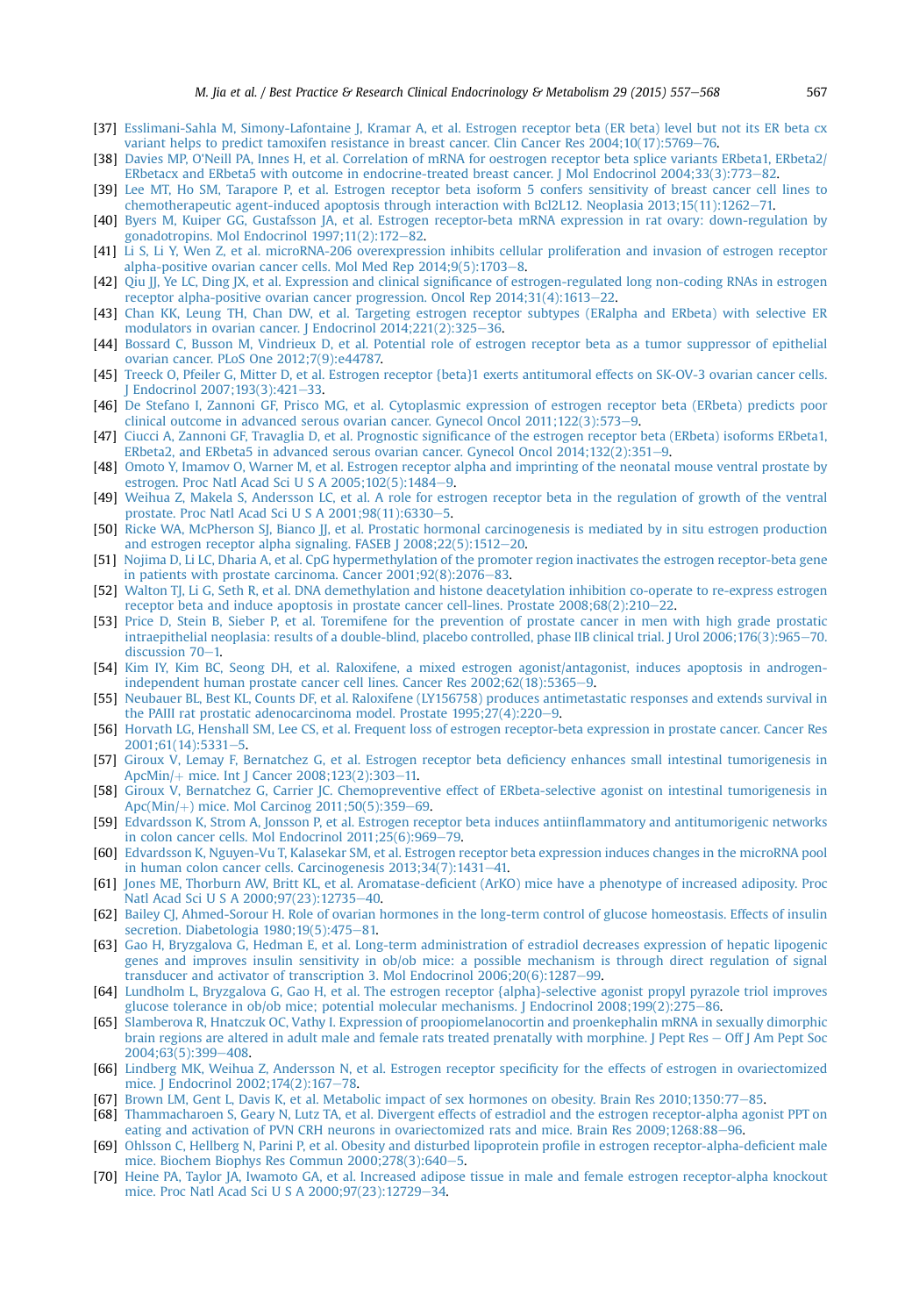[37] Esslimani-Sahla M, Simony-Lafontaine J, Kramar A, et al. Estrogen receptor beta (ER beta) level but not its ER beta cx variant helps to predict tamoxifen resistance in breast cancer. Clin Cancer Res 2004;10(17):5769–76.

[38] Davies MP, O'Neill PA, Innes H, et al. Correlation of mRNA for oestrogen receptor beta splice variants ERbeta1, ERbeta2/ERbetacx and ERbeta5 with outcome in endocrine-treated breast cancer. J Mol Endocrinol 2004;33(3):773–82.

[39] Lee MT, Ho SM, Tarapore P, et al. Estrogen receptor beta isoform 5 confers sensitivity of breast cancer cell lines to chemotherapeutic agent-induced apoptosis through interaction with Bcl2L12. Neoplasia 2013;15(11):1262–71.

[40] Byers M, Kuiper GG, Gustafsson JA, et al. Estrogen receptor-beta mRNA expression in rat ovary: down-regulation by gonadotropins. Mol Endocrinol 1997;11(2):172–82.

[41] Li S, Li Y, Wen Z, et al. microRNA-206 overexpression inhibits cellular proliferation and invasion of estrogen receptor alpha-positive ovarian cancer cells. Mol Med Rep 2014;9(5):1703–8.

[42] Qiu JJ, Ye LC, Ding JX, et al. Expression and clinical significance of estrogen-regulated long non-coding RNAs in estrogen receptor alpha-positive ovarian cancer progression. Oncol Rep 2014;31(4):1613–22.

[43] Chan KK, Leung TH, Chan DW, et al. Targeting estrogen receptor subtypes (ERalpha and ERbeta) with selective ER modulators in ovarian cancer. J Endocrinol 2014;221(2):325–36.

[44] Bossard C, Busson M, Vindrieux D, et al. Potential role of estrogen receptor beta as a tumor suppressor of epithelial ovarian cancer. PLoS One 2012;7(9):e44787.

[45] Treeck O, Pfeiler G, Mitter D, et al. Estrogen receptor {beta}1 exerts antitumoral effects on SK-OV-3 ovarian cancer cells. J Endocrinol 2007;193(3):421–33.

[46] De Stefano I, Zannoni GF, Prisco MG, et al. Cytoplasmic expression of estrogen receptor beta (ERbeta) predicts poor clinical outcome in advanced serous ovarian cancer. Gynecol Oncol 2011;122(3):573–9.

[47] Ciucci A, Zannoni GF, Travaglia D, et al. Prognostic significance of the estrogen receptor beta (ERbeta) isoforms ERbeta1, ERbeta2, and ERbeta5 in advanced serous ovarian cancer. Gynecol Oncol 2014;132(2):351–9.

[48] Omoto Y, Imamov O, Warner M, et al. Estrogen receptor alpha and imprinting of the neonatal mouse ventral prostate by estrogen. Proc Natl Acad Sci U S A 2005;102(5):1484–9.

[49] Weihua Z, Makela S, Andersson LC, et al. A role for estrogen receptor beta in the regulation of growth of the ventral prostate. Proc Natl Acad Sci U S A 2001;98(11):6330–5.

[50] Ricke WA, McPherson SJ, Bianco JJ, et al. Prostatic hormonal carcinogenesis is mediated by in situ estrogen production and estrogen receptor alpha signaling. FASEB J 2008;22(5):1512–20.

[51] Nojima D, Li LC, Dharia A, et al. CpG hypermethylation of the promoter region inactivates the estrogen receptor-beta gene in patients with prostate carcinoma. Cancer 2001;92(8):2076–83.

[52] Walton TJ, Li G, Seth R, et al. DNA demethylation and histone deacetylation inhibition co-operate to re-express estrogen receptor beta and induce apoptosis in prostate cancer cell-lines. Prostate 2008;68(2):210–22.

[53] Price D, Stein B, Sieber P, et al. Toremifene for the prevention of prostate cancer in men with high grade prostatic intraepithelial neoplasia: results of a double-blind, placebo controlled, phase IIB clinical trial. J Urol 2006;176(3):965–70. discussion 70–1.

[54] Kim IY, Kim BC, Seong DH, et al. Raloxifene, a mixed estrogen agonist/antagonist, induces apoptosis in androgen-independent human prostate cancer cell lines. Cancer Res 2002;62(18):5365–9.

[55] Neubauer BL, Best KL, Counts DF, et al. Raloxifene (LY156758) produces antimetastatic responses and extends survival in the PAIII rat prostatic adenocarcinoma model. Prostate 1995;27(4):220–9.

[56] Horvath LG, Henshall SM, Lee CS, et al. Frequent loss of estrogen receptor-beta expression in prostate cancer. Cancer Res 2001;61(14):5331–5.

[57] Giroux V, Lemay F, Bernatchez G, et al. Estrogen receptor beta deficiency enhances small intestinal tumorigenesis in ApcMin/+ mice. Int J Cancer 2008;123(2):303–11.

[58] Giroux V, Bernatchez G, Carrier JC. Chemopreventive effect of ERbeta-selective agonist on intestinal tumorigenesis in Apc(Min/+) mice. Mol Carcinog 2011;50(5):359–69.

[59] Edvardsson K, Strom A, Jonsson P, et al. Estrogen receptor beta induces antiinflammatory and antitumorigenic networks in colon cancer cells. Mol Endocrinol 2011;25(6):969–79.

[60] Edvardsson K, Nguyen-Vu T, Kalasekar SM, et al. Estrogen receptor beta expression induces changes in the microRNA pool in human colon cancer cells. Carcinogenesis 2013;34(7):1431–41.

[61] Jones ME, Thorburn AW, Britt KL, et al. Aromatase-deficient (ArKO) mice have a phenotype of increased adiposity. Proc Natl Acad Sci U S A 2000;97(23):12735–40.

[62] Bailey CJ, Ahmed-Sorour H. Role of ovarian hormones in the long-term control of glucose homeostasis. Effects of insulin secretion. Diabetologia 1980;19(5):475–81.

[63] Gao H, Bryzgalova G, Hedman E, et al. Long-term administration of estradiol decreases expression of hepatic lipogenic genes and improves insulin sensitivity in ob/ob mice: a possible mechanism is through direct regulation of signal transducer and activator of transcription 3. Mol Endocrinol 2006;20(6):1287–99.

[64] Lundholm L, Bryzgalova G, Gao H, et al. The estrogen receptor {alpha}-selective agonist propyl pyrazole triol improves glucose tolerance in ob/ob mice; potential molecular mechanisms. J Endocrinol 2008;199(2):275–86.

[65] Slamberova R, Hnatczuk OC, Vathy I. Expression of proopiomelanocortin and proenkephalin mRNA in sexually dimorphic brain regions are altered in adult male and female rats treated prenatally with morphine. J Pept Res – Off J Am Pept Soc 2004;63(5):399–408.

[66] Lindberg MK, Weihua Z, Andersson N, et al. Estrogen receptor specificity for the effects of estrogen in ovariectomized mice. J Endocrinol 2002;174(2):167–78.

[67] Brown LM, Gent L, Davis K, et al. Metabolic impact of sex hormones on obesity. Brain Res 2010;1350:77–85.

[68] Thammacharoen S, Geary N, Lutz TA, et al. Divergent effects of estradiol and the estrogen receptor-alpha agonist PPT on eating and activation of PVN CRH neurons in ovariectomized rats and mice. Brain Res 2009;1268:88–96.

[69] Ohlsson C, Hellberg N, Parini P, et al. Obesity and disturbed lipoprotein profile in estrogen receptor-alpha-deficient male mice. Biochem Biophys Res Commun 2000;278(3):640–5.

[70] Heine PA, Taylor JA, Iwamoto GA, et al. Increased adipose tissue in male and female estrogen receptor-alpha knockout mice. Proc Natl Acad Sci U S A 2000;97(23):12729–34.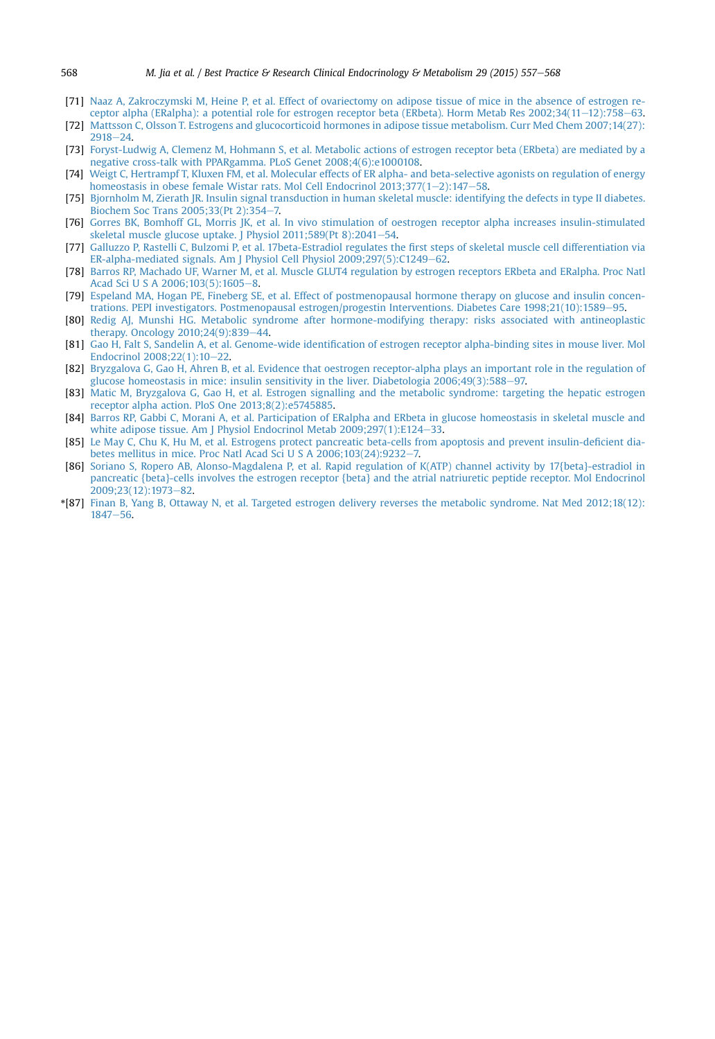[71] Naaz A, Zakroczymski M, Heine P, et al. Effect of ovariectomy on adipose tissue of mice in the absence of estrogen receptor alpha (ERalpha): a potential role for estrogen receptor beta (ERbeta). Horm Metab Res 2002;34(11–12):758–63.

[72] Mattsson C, Olsson T. Estrogens and glucocorticoid hormones in adipose tissue metabolism. Curr Med Chem 2007;14(27): 2918–24.

[73] Foryst-Ludwig A, Clemenz M, Hohmann S, et al. Metabolic actions of estrogen receptor beta (ERbeta) are mediated by a negative cross-talk with PPARgamma. PLoS Genet 2008;4(6):e1000108.

[74] Weigt C, Hertrampf T, Kluxen FM, et al. Molecular effects of ER alpha- and beta-selective agonists on regulation of energy homeostasis in obese female Wistar rats. Mol Cell Endocrinol 2013;377(1–2):147–58.

[75] Bjornholm M, Zierath JR. Insulin signal transduction in human skeletal muscle: identifying the defects in type II diabetes. Biochem Soc Trans 2005;33(Pt 2):354–7.

[76] Gorres BK, Bomhoff GL, Morris JK, et al. In vivo stimulation of oestrogen receptor alpha increases insulin-stimulated skeletal muscle glucose uptake. J Physiol 2011;589(Pt 8):2041–54.

[77] Galluzzo P, Rastelli C, Bulzomi P, et al. 17beta-Estradiol regulates the first steps of skeletal muscle cell differentiation via ER-alpha-mediated signals. Am J Physiol Cell Physiol 2009;297(5):C1249–62.

[78] Barros RP, Machado UF, Warner M, et al. Muscle GLUT4 regulation by estrogen receptors ERbeta and ERalpha. Proc Natl Acad Sci U S A 2006;103(5):1605–8.

[79] Espeland MA, Hogan PE, Fineberg SE, et al. Effect of postmenopausal hormone therapy on glucose and insulin concentrations. PEPI investigators. Postmenopausal estrogen/progestin Interventions. Diabetes Care 1998;21(10):1589–95.

[80] Redig AJ, Munshi HG. Metabolic syndrome after hormone-modifying therapy: risks associated with antineoplastic therapy. Oncology 2010;24(9):839–44.

[81] Gao H, Falt S, Sandelin A, et al. Genome-wide identification of estrogen receptor alpha-binding sites in mouse liver. Mol Endocrinol 2008;22(1):10–22.

[82] Bryzgalova G, Gao H, Ahren B, et al. Evidence that oestrogen receptor-alpha plays an important role in the regulation of glucose homeostasis in mice: insulin sensitivity in the liver. Diabetologia 2006;49(3):588–97.

[83] Matic M, Bryzgalova G, Gao H, et al. Estrogen signalling and the metabolic syndrome: targeting the hepatic estrogen receptor alpha action. PloS One 2013;8(2):e5745885.

[84] Barros RP, Gabbi C, Morani A, et al. Participation of ERalpha and ERbeta in glucose homeostasis in skeletal muscle and white adipose tissue. Am J Physiol Endocrinol Metab 2009;297(1):E124–33.

[85] Le May C, Chu K, Hu M, et al. Estrogens protect pancreatic beta-cells from apoptosis and prevent insulin-deficient diabetes mellitus in mice. Proc Natl Acad Sci U S A 2006;103(24):9232–7.

[86] Soriano S, Ropero AB, Alonso-Magdalena P, et al. Rapid regulation of K(ATP) channel activity by 17{beta}-estradiol in pancreatic {beta}-cells involves the estrogen receptor {beta} and the atrial natriuretic peptide receptor. Mol Endocrinol 2009;23(12):1973–82.

*[87] Finan B, Yang B, Ottaway N, et al. Targeted estrogen delivery reverses the metabolic syndrome. Nat Med 2012;18(12): 1847–56.